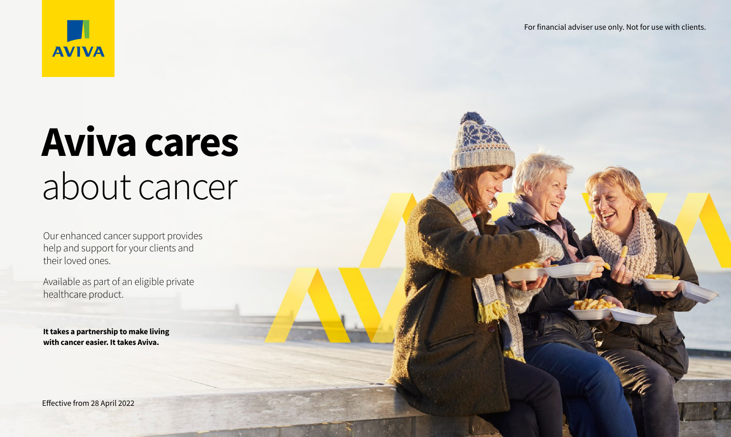For financial adviser use only. Not for use with clients.

# **Aviva cares** about cancer

Our enhanced cancer support provides help and support for your clients and their loved ones.

Available as part of an eligible private healthcare product.

**It takes a partnership to make living with cancer easier. It takes Aviva.**

Effective from 28 April 2022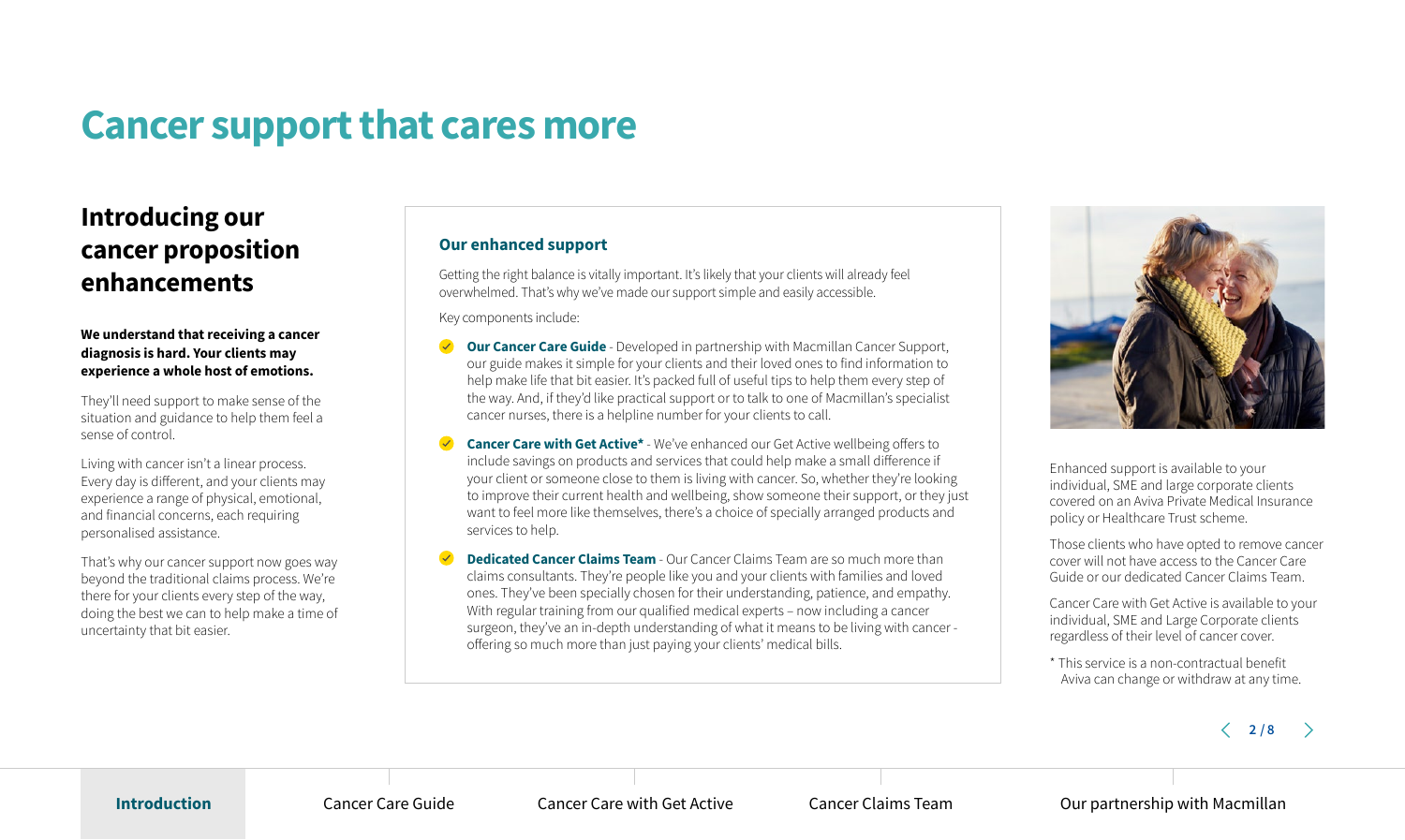# Cancer support that cares more

## Introducing our cancer proposition enhancements

**We understand that receiving a cancer diagnosis is hard. Your clients may experience a whole host of emotions.**

They'll need support to make sense of the situation and guidance to help them feel a sense of control.

Living with cancer isn't a linear process. Every day is different, and your clients may experience a range of physical, emotional, and financial concerns, each requiring personalised assistance.

That's why our cancer support now goes way beyond the traditional claims process. We're there for your clients every step of the way, doing the best we can to help make a time of uncertainty that bit easier.

### Our enhanced support

Getting the right balance is vitally important. It's likely that your clients will already feel overwhelmed. That's why we've made our support simple and easily accessible.

Key components include:

- **Our Cancer Care Guide** - Developed in partnership with Macmillan Cancer Support, our guide makes it simple for your clients and their loved ones to find information to help make life that bit easier. It's packed full of useful tips to help them every step of the way. And, if they'd like practical support or to talk to one of Macmillan's specialist cancer nurses, there is a helpline number for your clients to call.
- **Cancer Care with Get Active*** - We've enhanced our Get Active wellbeing offers to include savings on products and services that could help make a small difference if your client or someone close to them is living with cancer. So, whether they're looking to improve their current health and wellbeing, show someone their support, or they just want to feel more like themselves, there's a choice of specially arranged products and services to help.
- **Dedicated Cancer Claims Team** - Our Cancer Claims Team are so much more than claims consultants. They're people like you and your clients with families and loved ones. They've been specially chosen for their understanding, patience, and empathy. With regular training from our qualified medical experts – now including a cancer surgeon, they've an in-depth understanding of what it means to be living with cancer - offering so much more than just paying your clients' medical bills.

Enhanced support is available to your individual, SME and large corporate clients covered on an Aviva Private Medical Insurance policy or Healthcare Trust scheme.

Those clients who have opted to remove cancer cover will not have access to the Cancer Care Guide or our dedicated Cancer Claims Team.

Cancer Care with Get Active is available to your individual, SME and Large Corporate clients regardless of their level of cancer cover.

* This service is a non-contractual benefit Aviva can change or withdraw at any time.

Introduction | Cancer Care Guide | Cancer Care with Get Active | Cancer Claims Team | Our partnership with Macmillan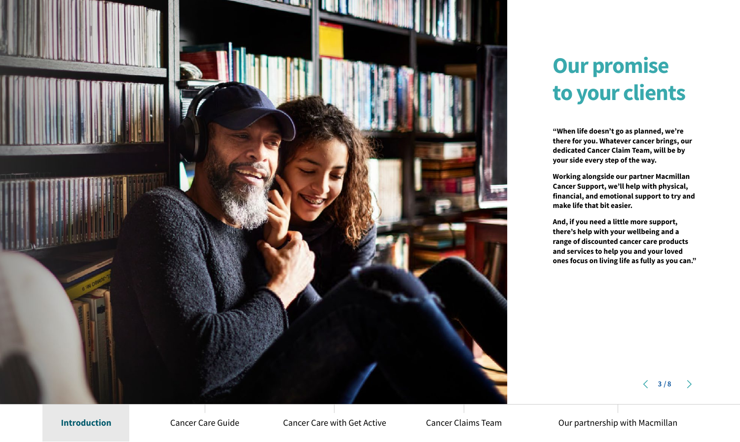# Our promise to your clients

**"When life doesn't go as planned, we're there for you. Whatever cancer brings, our dedicated Cancer Claim Team, will be by your side every step of the way.**

**Working alongside our partner Macmillan Cancer Support, we'll help with physical, financial, and emotional support to try and make life that bit easier.**

**And, if you need a little more support, there's help with your wellbeing and a range of discounted cancer care products and services to help you and your loved ones focus on living life as fully as you can."**

**Introduction** | Cancer Care Guide | Cancer Care with Get Active | Cancer Claims Team | Our partnership with Macmillan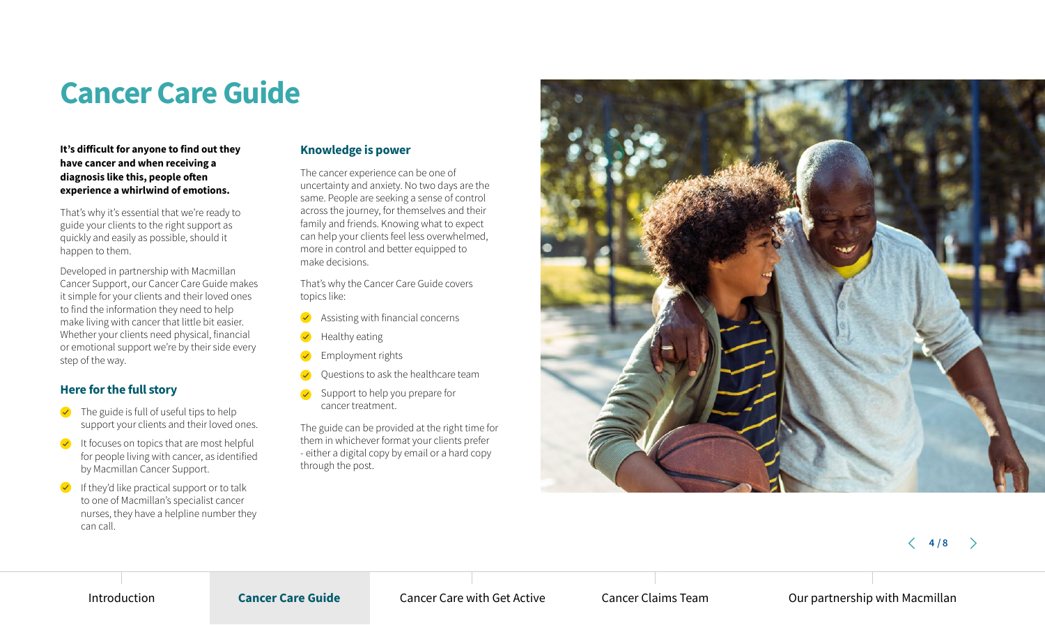# Cancer Care Guide

**It's difficult for anyone to find out they have cancer and when receiving a diagnosis like this, people often experience a whirlwind of emotions.**

That's why it's essential that we're ready to guide your clients to the right support as quickly and easily as possible, should it happen to them.

Developed in partnership with Macmillan Cancer Support, our Cancer Care Guide makes it simple for your clients and their loved ones to find the information they need to help make living with cancer that little bit easier. Whether your clients need physical, financial or emotional support we're by their side every step of the way.

## Here for the full story

- The guide is full of useful tips to help support your clients and their loved ones.
- It focuses on topics that are most helpful for people living with cancer, as identified by Macmillan Cancer Support.
- If they'd like practical support or to talk to one of Macmillan's specialist cancer nurses, they have a helpline number they can call.

## Knowledge is power

The cancer experience can be one of uncertainty and anxiety. No two days are the same. People are seeking a sense of control across the journey, for themselves and their family and friends. Knowing what to expect can help your clients feel less overwhelmed, more in control and better equipped to make decisions.

That's why the Cancer Care Guide covers topics like:

- Assisting with financial concerns
- Healthy eating
- Employment rights
- Questions to ask the healthcare team
- Support to help you prepare for cancer treatment.

The guide can be provided at the right time for them in whichever format your clients prefer - either a digital copy by email or a hard copy through the post.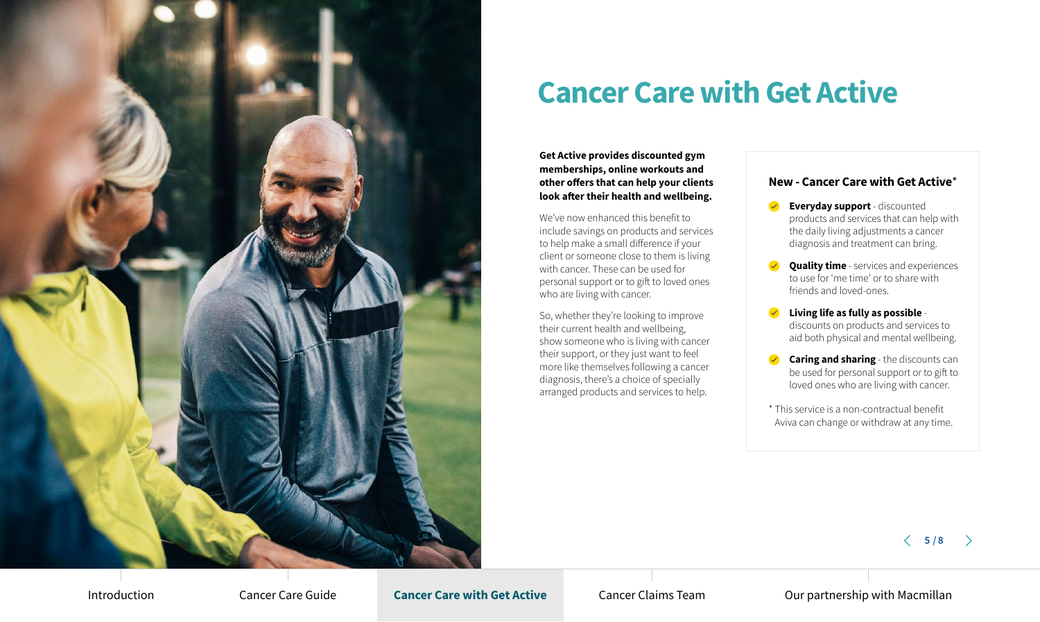# Cancer Care with Get Active

**Get Active provides discounted gym memberships, online workouts and other offers that can help your clients look after their health and wellbeing.**

We've now enhanced this benefit to include savings on products and services to help make a small difference if your client or someone close to them is living with cancer. These can be used for personal support or to gift to loved ones who are living with cancer.

So, whether they're looking to improve their current health and wellbeing, show someone who is living with cancer their support, or they just want to feel more like themselves following a cancer diagnosis, there's a choice of specially arranged products and services to help.

### New - Cancer Care with Get Active*

- **Everyday support** - discounted products and services that can help with the daily living adjustments a cancer diagnosis and treatment can bring.
- **Quality time** - services and experiences to use for 'me time' or to share with friends and loved-ones.
- **Living life as fully as possible** - discounts on products and services to aid both physical and mental wellbeing.
- **Caring and sharing** - the discounts can be used for personal support or to gift to loved ones who are living with cancer.

* This service is a non-contractual benefit Aviva can change or withdraw at any time.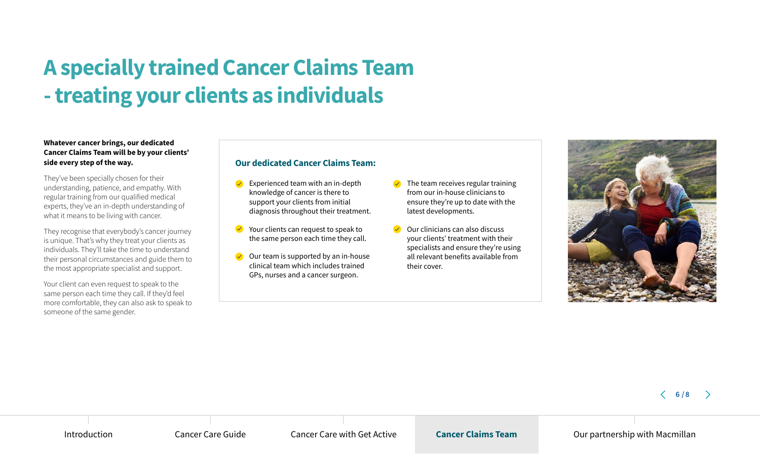# A specially trained Cancer Claims Team - treating your clients as individuals

**Whatever cancer brings, our dedicated Cancer Claims Team will be by your clients' side every step of the way.**

They've been specially chosen for their understanding, patience, and empathy. With regular training from our qualified medical experts, they've an in-depth understanding of what it means to be living with cancer.

They recognise that everybody's cancer journey is unique. That's why they treat your clients as individuals. They'll take the time to understand their personal circumstances and guide them to the most appropriate specialist and support.

Your client can even request to speak to the same person each time they call. If they'd feel more comfortable, they can also ask to speak to someone of the same gender.

## Our dedicated Cancer Claims Team:

- Experienced team with an in-depth knowledge of cancer is there to support your clients from initial diagnosis throughout their treatment.
- Your clients can request to speak to the same person each time they call.
- Our team is supported by an in-house clinical team which includes trained GPs, nurses and a cancer surgeon.
- The team receives regular training from our in-house clinicians to ensure they're up to date with the latest developments.
- Our clinicians can also discuss your clients' treatment with their specialists and ensure they're using all relevant benefits available from their cover.

Introduction | Cancer Care Guide | Cancer Care with Get Active | **Cancer Claims Team** | Our partnership with Macmillan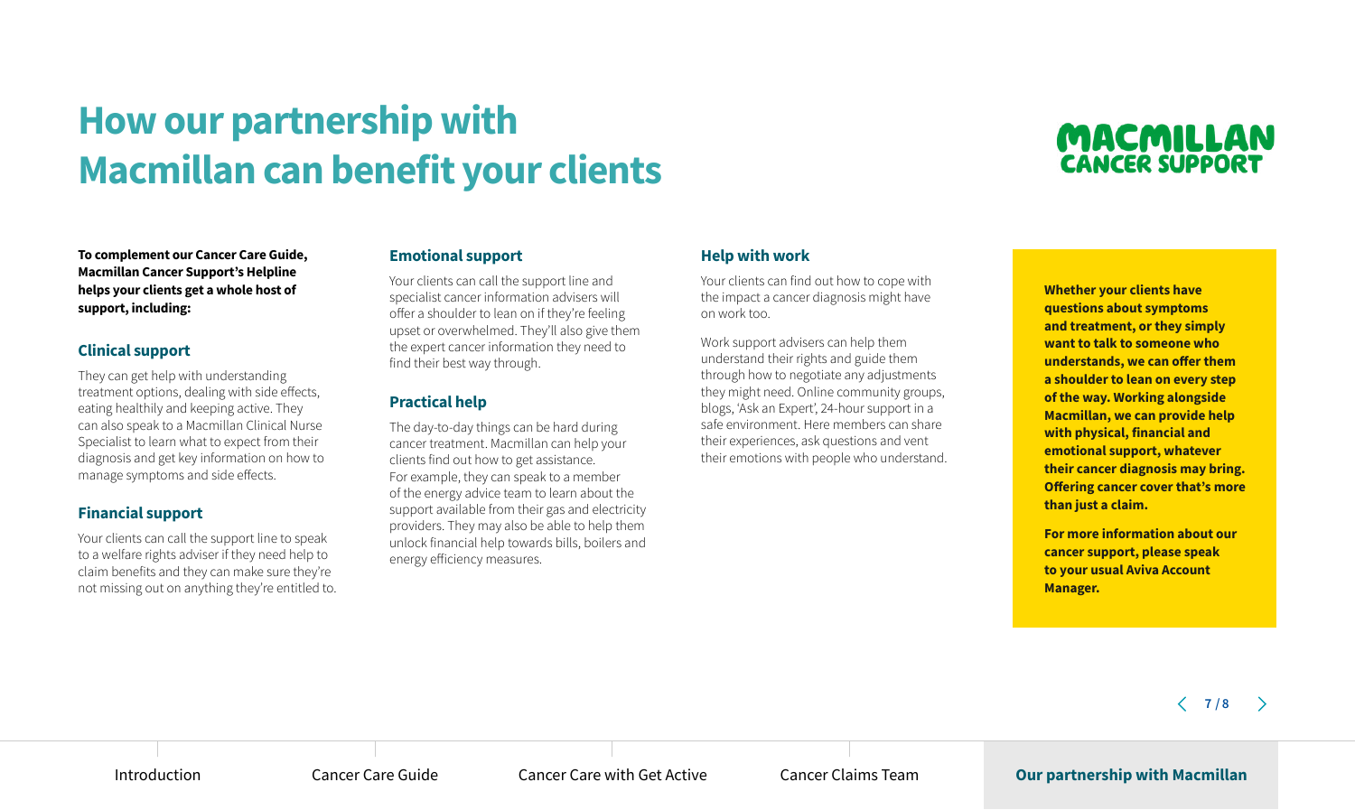# How our partnership with Macmillan can benefit your clients

MACMILLAN CANCER SUPPORT

**To complement our Cancer Care Guide, Macmillan Cancer Support's Helpline helps your clients get a whole host of support, including:**

### Clinical support

They can get help with understanding treatment options, dealing with side effects, eating healthily and keeping active. They can also speak to a Macmillan Clinical Nurse Specialist to learn what to expect from their diagnosis and get key information on how to manage symptoms and side effects.

### Financial support

Your clients can call the support line to speak to a welfare rights adviser if they need help to claim benefits and they can make sure they're not missing out on anything they're entitled to.

### Emotional support

Your clients can call the support line and specialist cancer information advisers will offer a shoulder to lean on if they're feeling upset or overwhelmed. They'll also give them the expert cancer information they need to find their best way through.

### Practical help

The day-to-day things can be hard during cancer treatment. Macmillan can help your clients find out how to get assistance. For example, they can speak to a member of the energy advice team to learn about the support available from their gas and electricity providers. They may also be able to help them unlock financial help towards bills, boilers and energy efficiency measures.

### Help with work

Your clients can find out how to cope with the impact a cancer diagnosis might have on work too.

Work support advisers can help them understand their rights and guide them through how to negotiate any adjustments they might need. Online community groups, blogs, 'Ask an Expert', 24-hour support in a safe environment. Here members can share their experiences, ask questions and vent their emotions with people who understand.

**Whether your clients have questions about symptoms and treatment, or they simply want to talk to someone who understands, we can offer them a shoulder to lean on every step of the way. Working alongside Macmillan, we can provide help with physical, financial and emotional support, whatever their cancer diagnosis may bring. Offering cancer cover that's more than just a claim.**

**For more information about our cancer support, please speak to your usual Aviva Account Manager.**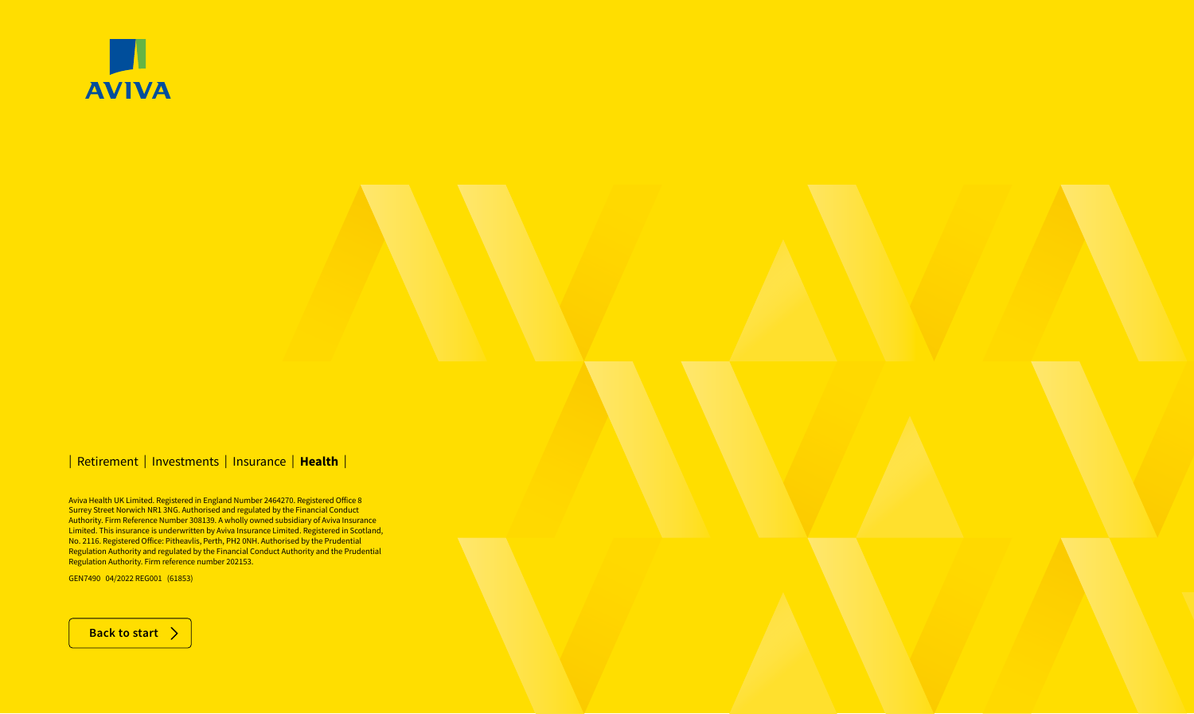AVIVA

| Retirement | Investments | Insurance | **Health** |

Aviva Health UK Limited. Registered in England Number 2464270. Registered Office 8 Surrey Street Norwich NR1 3NG. Authorised and regulated by the Financial Conduct Authority. Firm Reference Number 308139. A wholly owned subsidiary of Aviva Insurance Limited. This insurance is underwritten by Aviva Insurance Limited. Registered in Scotland, No. 2116. Registered Office: Pitheavlis, Perth, PH2 0NH. Authorised by the Prudential Regulation Authority and regulated by the Financial Conduct Authority and the Prudential Regulation Authority. Firm reference number 202153.

GEN7490 04/2022 REG001 (61853)

Back to start